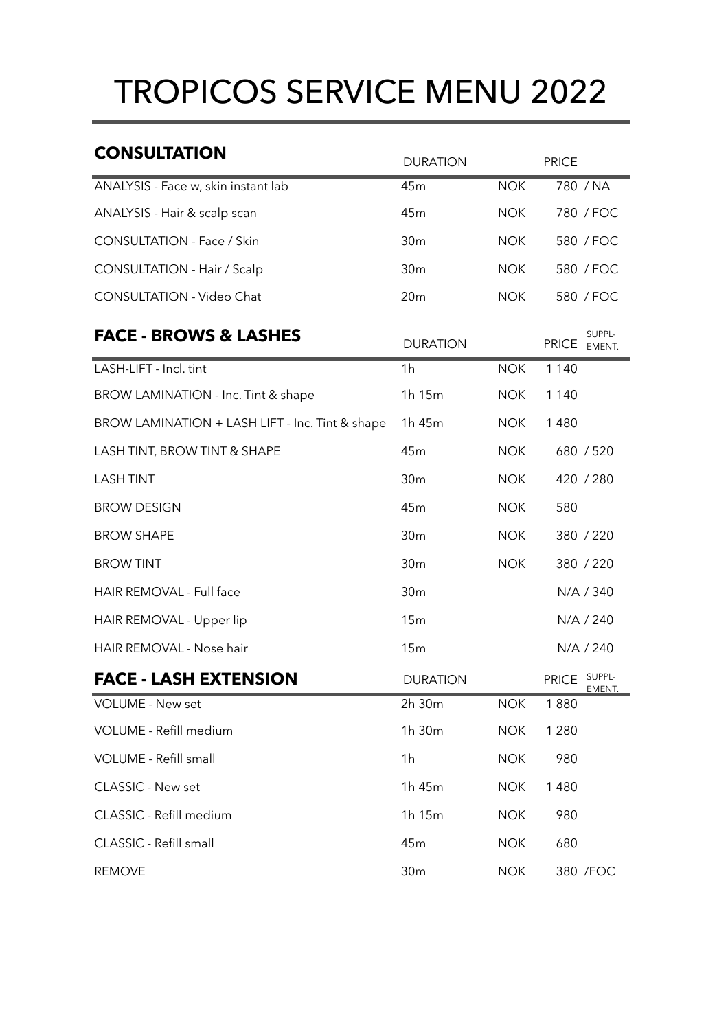# TROPICOS SERVICE MENU 2022

## CONSULTATION

| CONSULTATION | DURATION | | PRICE |
|---|---|---|---|
| ANALYSIS - Face w, skin instant lab | 45m | NOK | 780 / NA |
| ANALYSIS - Hair & scalp scan | 45m | NOK | 780 / FOC |
| CONSULTATION - Face / Skin | 30m | NOK | 580 / FOC |
| CONSULTATION - Hair / Scalp | 30m | NOK | 580 / FOC |
| CONSULTATION - Video Chat | 20m | NOK | 580 / FOC |

## FACE - BROWS & LASHES

| FACE - BROWS & LASHES | DURATION | | PRICE | SUPPL-EMENT. |
|---|---|---|---|---|
| LASH-LIFT - Incl. tint | 1h | NOK | 1 140 | |
| BROW LAMINATION - Inc. Tint & shape | 1h 15m | NOK | 1 140 | |
| BROW LAMINATION + LASH LIFT - Inc. Tint & shape | 1h 45m | NOK | 1 480 | |
| LASH TINT, BROW TINT & SHAPE | 45m | NOK | 680 | 520 |
| LASH TINT | 30m | NOK | 420 | 280 |
| BROW DESIGN | 45m | NOK | 580 | |
| BROW SHAPE | 30m | NOK | 380 | 220 |
| BROW TINT | 30m | NOK | 380 | 220 |
| HAIR REMOVAL - Full face | 30m | | N/A | 340 |
| HAIR REMOVAL - Upper lip | 15m | | N/A | 240 |
| HAIR REMOVAL - Nose hair | 15m | | N/A | 240 |

## FACE - LASH EXTENSION

| FACE - LASH EXTENSION | DURATION | | PRICE | SUPPL-EMENT. |
|---|---|---|---|---|
| VOLUME - New set | 2h 30m | NOK | 1 880 | |
| VOLUME - Refill medium | 1h 30m | NOK | 1 280 | |
| VOLUME - Refill small | 1h | NOK | 980 | |
| CLASSIC - New set | 1h 45m | NOK | 1 480 | |
| CLASSIC - Refill medium | 1h 15m | NOK | 980 | |
| CLASSIC - Refill small | 45m | NOK | 680 | |
| REMOVE | 30m | NOK | 380 | FOC |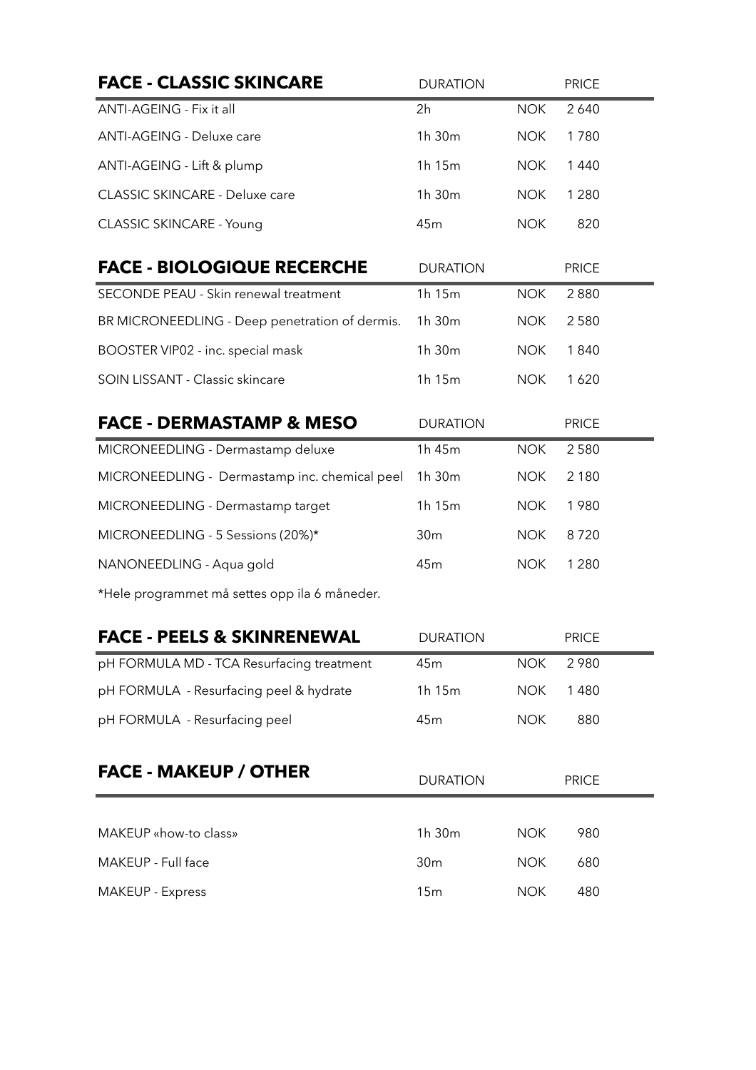| FACE - CLASSIC SKINCARE | DURATION | | PRICE |
|---|---|---|---|
| ANTI-AGEING - Fix it all | 2h | NOK | 2 640 |
| ANTI-AGEING - Deluxe care | 1h 30m | NOK | 1 780 |
| ANTI-AGEING - Lift & plump | 1h 15m | NOK | 1 440 |
| CLASSIC SKINCARE - Deluxe care | 1h 30m | NOK | 1 280 |
| CLASSIC SKINCARE - Young | 45m | NOK | 820 |

| FACE - BIOLOGIQUE RECERCHE | DURATION | | PRICE |
|---|---|---|---|
| SECONDE PEAU - Skin renewal treatment | 1h 15m | NOK | 2 880 |
| BR MICRONEEDLING - Deep penetration of dermis. | 1h 30m | NOK | 2 580 |
| BOOSTER VIP02 - inc. special mask | 1h 30m | NOK | 1 840 |
| SOIN LISSANT - Classic skincare | 1h 15m | NOK | 1 620 |

| FACE - DERMASTAMP & MESO | DURATION | | PRICE |
|---|---|---|---|
| MICRONEEDLING - Dermastamp deluxe | 1h 45m | NOK | 2 580 |
| MICRONEEDLING - Dermastamp inc. chemical peel | 1h 30m | NOK | 2 180 |
| MICRONEEDLING - Dermastamp target | 1h 15m | NOK | 1 980 |
| MICRONEEDLING - 5 Sessions (20%)* | 30m | NOK | 8 720 |
| NANONEEDLING - Aqua gold | 45m | NOK | 1 280 |

*Hele programmet må settes opp ila 6 måneder.

| FACE - PEELS & SKINRENEWAL | DURATION | | PRICE |
|---|---|---|---|
| pH FORMULA MD - TCA Resurfacing treatment | 45m | NOK | 2 980 |
| pH FORMULA - Resurfacing peel & hydrate | 1h 15m | NOK | 1 480 |
| pH FORMULA - Resurfacing peel | 45m | NOK | 880 |

| FACE - MAKEUP / OTHER | DURATION | | PRICE |
|---|---|---|---|
| MAKEUP «how-to class» | 1h 30m | NOK | 980 |
| MAKEUP - Full face | 30m | NOK | 680 |
| MAKEUP - Express | 15m | NOK | 480 |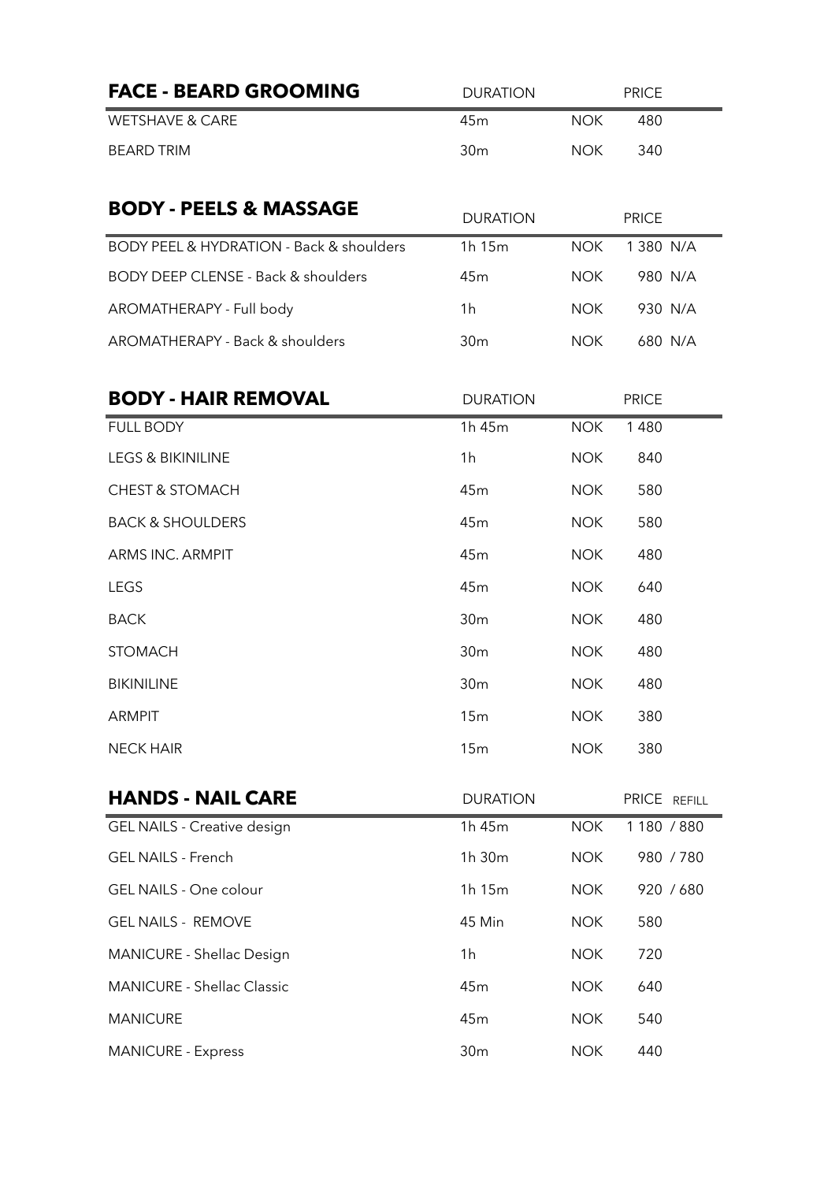## FACE - BEARD GROOMING

| FACE - BEARD GROOMING | DURATION | | PRICE |
|---|---|---|---|
| WETSHAVE & CARE | 45m | NOK | 480 |
| BEARD TRIM | 30m | NOK | 340 |

## BODY - PEELS & MASSAGE

| BODY - PEELS & MASSAGE | DURATION | | PRICE |
|---|---|---|---|
| BODY PEEL & HYDRATION - Back & shoulders | 1h 15m | NOK | 1 380 N/A |
| BODY DEEP CLENSE - Back & shoulders | 45m | NOK | 980 N/A |
| AROMATHERAPY - Full body | 1h | NOK | 930 N/A |
| AROMATHERAPY - Back & shoulders | 30m | NOK | 680 N/A |

## BODY - HAIR REMOVAL

| BODY - HAIR REMOVAL | DURATION | | PRICE |
|---|---|---|---|
| FULL BODY | 1h 45m | NOK | 1 480 |
| LEGS & BIKINILINE | 1h | NOK | 840 |
| CHEST & STOMACH | 45m | NOK | 580 |
| BACK & SHOULDERS | 45m | NOK | 580 |
| ARMS INC. ARMPIT | 45m | NOK | 480 |
| LEGS | 45m | NOK | 640 |
| BACK | 30m | NOK | 480 |
| STOMACH | 30m | NOK | 480 |
| BIKINILINE | 30m | NOK | 480 |
| ARMPIT | 15m | NOK | 380 |
| NECK HAIR | 15m | NOK | 380 |

## HANDS - NAIL CARE

| HANDS - NAIL CARE | DURATION | | PRICE REFILL |
|---|---|---|---|
| GEL NAILS - Creative design | 1h 45m | NOK | 1 180 / 880 |
| GEL NAILS - French | 1h 30m | NOK | 980 / 780 |
| GEL NAILS - One colour | 1h 15m | NOK | 920 / 680 |
| GEL NAILS - REMOVE | 45 Min | NOK | 580 |
| MANICURE - Shellac Design | 1h | NOK | 720 |
| MANICURE - Shellac Classic | 45m | NOK | 640 |
| MANICURE | 45m | NOK | 540 |
| MANICURE - Express | 30m | NOK | 440 |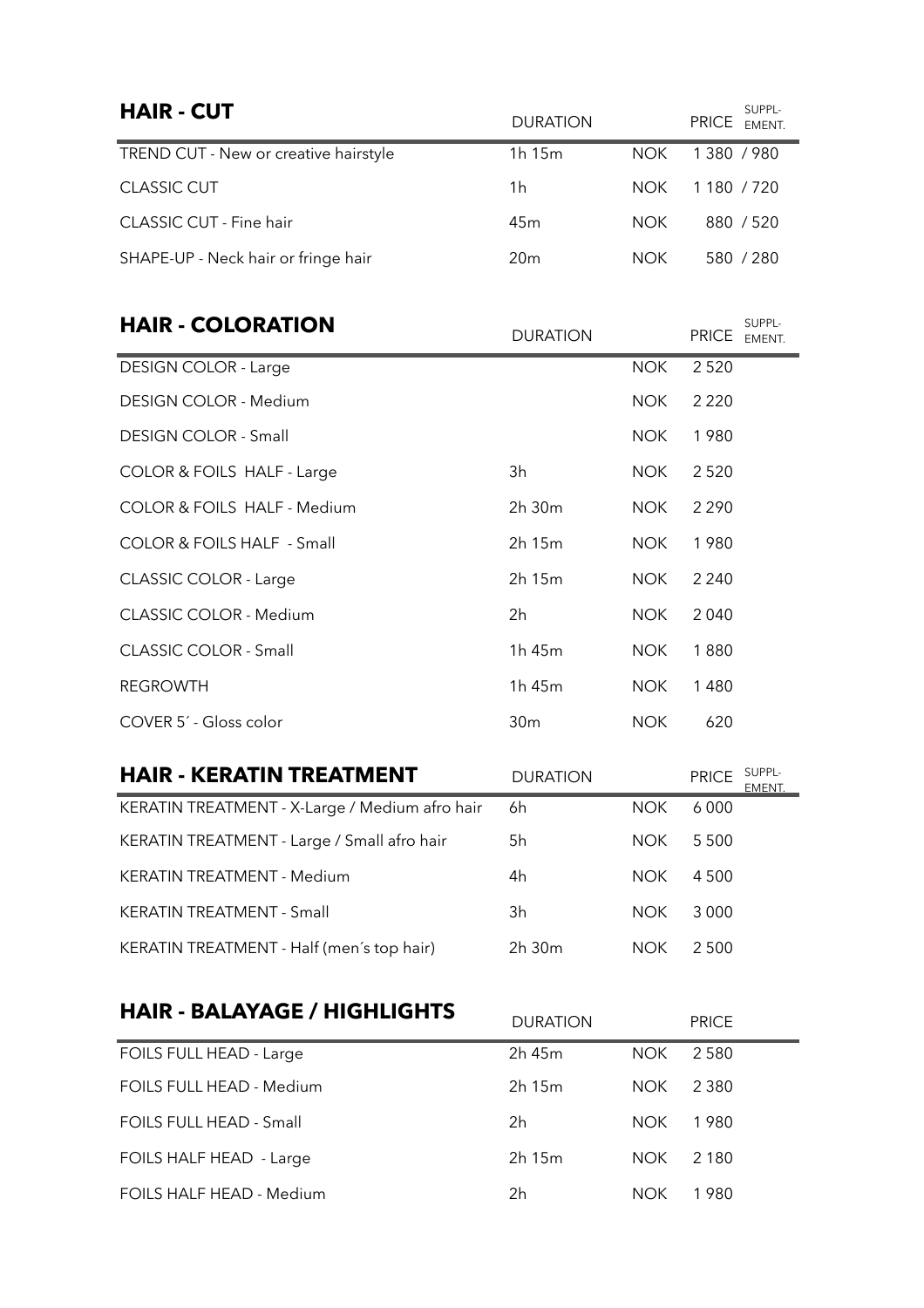## HAIR - CUT

| | DURATION | | PRICE | SUPPLEMENT |
|---|---|---|---|---|
| TREND CUT - New or creative hairstyle | 1h 15m | NOK | 1 380 | / 980 |
| CLASSIC CUT | 1h | NOK | 1 180 | / 720 |
| CLASSIC CUT - Fine hair | 45m | NOK | 880 | / 520 |
| SHAPE-UP - Neck hair or fringe hair | 20m | NOK | 580 | / 280 |

## HAIR - COLORATION

| | DURATION | | PRICE | SUPPLEMENT |
|---|---|---|---|---|
| DESIGN COLOR - Large | | NOK | 2 520 | |
| DESIGN COLOR - Medium | | NOK | 2 220 | |
| DESIGN COLOR - Small | | NOK | 1 980 | |
| COLOR & FOILS HALF - Large | 3h | NOK | 2 520 | |
| COLOR & FOILS HALF - Medium | 2h 30m | NOK | 2 290 | |
| COLOR & FOILS HALF - Small | 2h 15m | NOK | 1 980 | |
| CLASSIC COLOR - Large | 2h 15m | NOK | 2 240 | |
| CLASSIC COLOR - Medium | 2h | NOK | 2 040 | |
| CLASSIC COLOR - Small | 1h 45m | NOK | 1 880 | |
| REGROWTH | 1h 45m | NOK | 1 480 | |
| COVER 5´ - Gloss color | 30m | NOK | 620 | |

## HAIR - KERATIN TREATMENT

| | DURATION | | PRICE | SUPPLEMENT |
|---|---|---|---|---|
| KERATIN TREATMENT - X-Large / Medium afro hair | 6h | NOK | 6 000 | |
| KERATIN TREATMENT - Large / Small afro hair | 5h | NOK | 5 500 | |
| KERATIN TREATMENT - Medium | 4h | NOK | 4 500 | |
| KERATIN TREATMENT - Small | 3h | NOK | 3 000 | |
| KERATIN TREATMENT - Half (men´s top hair) | 2h 30m | NOK | 2 500 | |

## HAIR - BALAYAGE / HIGHLIGHTS

| | DURATION | | PRICE |
|---|---|---|---|
| FOILS FULL HEAD - Large | 2h 45m | NOK | 2 580 |
| FOILS FULL HEAD - Medium | 2h 15m | NOK | 2 380 |
| FOILS FULL HEAD - Small | 2h | NOK | 1 980 |
| FOILS HALF HEAD - Large | 2h 15m | NOK | 2 180 |
| FOILS HALF HEAD - Medium | 2h | NOK | 1 980 |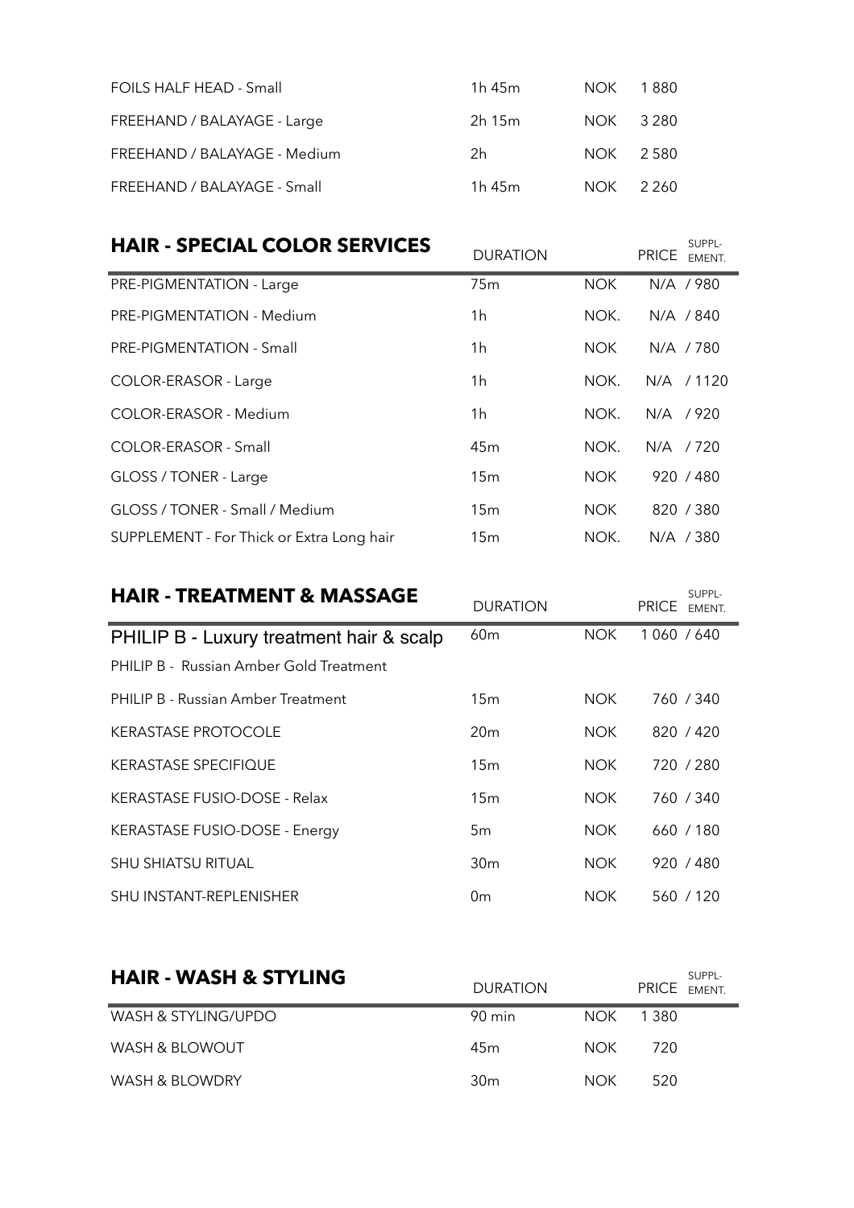| | | | |
|---|---|---|---|
| FOILS HALF HEAD - Small | 1h 45m | NOK | 1 880 |
| FREEHAND / BALAYAGE - Large | 2h 15m | NOK | 3 280 |
| FREEHAND / BALAYAGE - Medium | 2h | NOK | 2 580 |
| FREEHAND / BALAYAGE - Small | 1h 45m | NOK | 2 260 |

## HAIR - SPECIAL COLOR SERVICES

| | DURATION | | PRICE / SUPPLEMENT. |
|---|---|---|---|
| PRE-PIGMENTATION - Large | 75m | NOK | N/A / 980 |
| PRE-PIGMENTATION - Medium | 1h | NOK. | N/A / 840 |
| PRE-PIGMENTATION - Small | 1h | NOK | N/A / 780 |
| COLOR-ERASOR - Large | 1h | NOK. | N/A / 1120 |
| COLOR-ERASOR - Medium | 1h | NOK. | N/A / 920 |
| COLOR-ERASOR - Small | 45m | NOK. | N/A / 720 |
| GLOSS / TONER - Large | 15m | NOK | 920 / 480 |
| GLOSS / TONER - Small / Medium | 15m | NOK | 820 / 380 |
| SUPPLEMENT - For Thick or Extra Long hair | 15m | NOK. | N/A / 380 |

## HAIR - TREATMENT & MASSAGE

| | DURATION | | PRICE / SUPPLEMENT. |
|---|---|---|---|
| PHILIP B - Luxury treatment hair & scalp | 60m | NOK | 1 060 / 640 |
| PHILIP B - Russian Amber Gold Treatment | | | |
| PHILIP B - Russian Amber Treatment | 15m | NOK | 760 / 340 |
| KERASTASE PROTOCOLE | 20m | NOK | 820 / 420 |
| KERASTASE SPECIFIQUE | 15m | NOK | 720 / 280 |
| KERASTASE FUSIO-DOSE - Relax | 15m | NOK | 760 / 340 |
| KERASTASE FUSIO-DOSE - Energy | 5m | NOK | 660 / 180 |
| SHU SHIATSU RITUAL | 30m | NOK | 920 / 480 |
| SHU INSTANT-REPLENISHER | 0m | NOK | 560 / 120 |

## HAIR - WASH & STYLING

| | DURATION | | PRICE / SUPPLEMENT. |
|---|---|---|---|
| WASH & STYLING/UPDO | 90 min | NOK | 1 380 |
| WASH & BLOWOUT | 45m | NOK | 720 |
| WASH & BLOWDRY | 30m | NOK | 520 |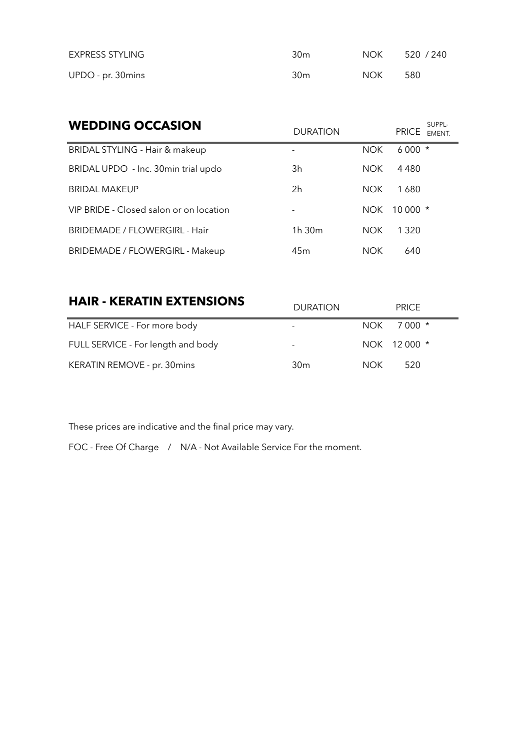| | | | |
|---|---|---|---|
| EXPRESS STYLING | 30m | NOK | 520 / 240 |
| UPDO - pr. 30mins | 30m | NOK | 580 |

| **WEDDING OCCASION** | DURATION | | PRICE | SUPPL-EMENT. |
|---|---|---|---|---|
| BRIDAL STYLING - Hair & makeup | - | NOK | 6 000 | * |
| BRIDAL UPDO - Inc. 30min trial updo | 3h | NOK | 4 480 | |
| BRIDAL MAKEUP | 2h | NOK | 1 680 | |
| VIP BRIDE - Closed salon or on location | - | NOK | 10 000 | * |
| BRIDEMADE / FLOWERGIRL - Hair | 1h 30m | NOK | 1 320 | |
| BRIDEMADE / FLOWERGIRL - Makeup | 45m | NOK | 640 | |

| **HAIR - KERATIN EXTENSIONS** | DURATION | | PRICE | |
|---|---|---|---|---|
| HALF SERVICE - For more body | - | NOK | 7 000 | * |
| FULL SERVICE - For length and body | - | NOK | 12 000 | * |
| KERATIN REMOVE - pr. 30mins | 30m | NOK | 520 | |

These prices are indicative and the final price may vary.

FOC - Free Of Charge / N/A - Not Available Service For the moment.